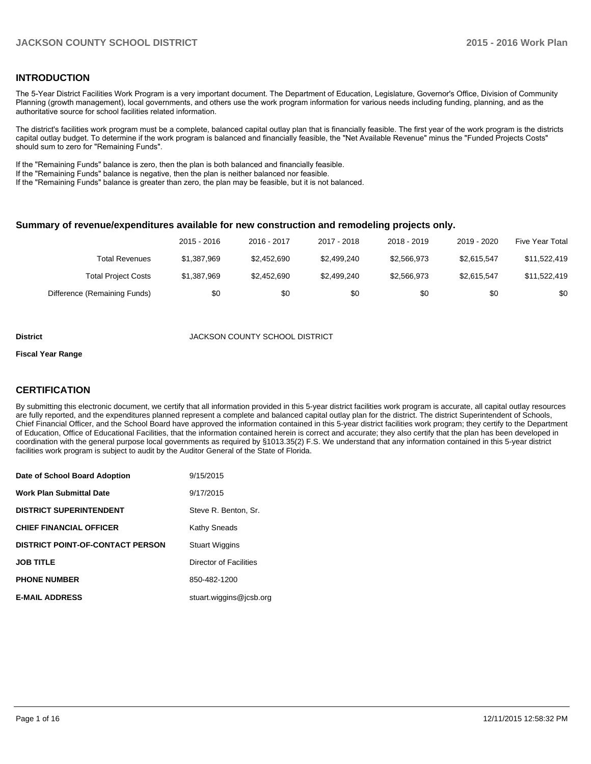## INTRODUCTION

The 5-Year District Facilities Work Program is a very important document. The Department of Education, Legislature, Governor's Office, Division of Community Planning (growth management), local governments, and others use the work program information for various needs including funding, planning, and as the authoritative source for school facilities related information.

The district's facilities work program must be a complete, balanced capital outlay plan that is financially feasible. The first year of the work program is the districts capital outlay budget. To determine if the work program is balanced and financially feasible, the "Net Available Revenue" minus the "Funded Projects Costs" should sum to zero for "Remaining Funds".

If the "Remaining Funds" balance is zero, then the plan is both balanced and financially feasible.
If the "Remaining Funds" balance is negative, then the plan is neither balanced nor feasible.
If the "Remaining Funds" balance is greater than zero, the plan may be feasible, but it is not balanced.

### Summary of revenue/expenditures available for new construction and remodeling projects only.

| | 2015 - 2016 | 2016 - 2017 | 2017 - 2018 | 2018 - 2019 | 2019 - 2020 | Five Year Total |
|---|---|---|---|---|---|---|
| Total Revenues | $1,387,969 | $2,452,690 | $2,499,240 | $2,566,973 | $2,615,547 | $11,522,419 |
| Total Project Costs | $1,387,969 | $2,452,690 | $2,499,240 | $2,566,973 | $2,615,547 | $11,522,419 |
| Difference (Remaining Funds) | $0 | $0 | $0 | $0 | $0 | $0 |

**District** JACKSON COUNTY SCHOOL DISTRICT

**Fiscal Year Range**

## CERTIFICATION

By submitting this electronic document, we certify that all information provided in this 5-year district facilities work program is accurate, all capital outlay resources are fully reported, and the expenditures planned represent a complete and balanced capital outlay plan for the district. The district Superintendent of Schools, Chief Financial Officer, and the School Board have approved the information contained in this 5-year district facilities work program; they certify to the Department of Education, Office of Educational Facilities, that the information contained herein is correct and accurate; they also certify that the plan has been developed in coordination with the general purpose local governments as required by §1013.35(2) F.S. We understand that any information contained in this 5-year district facilities work program is subject to audit by the Auditor General of the State of Florida.

| | |
|---|---|
| **Date of School Board Adoption** | 9/15/2015 |
| **Work Plan Submittal Date** | 9/17/2015 |
| **DISTRICT SUPERINTENDENT** | Steve R. Benton, Sr. |
| **CHIEF FINANCIAL OFFICER** | Kathy Sneads |
| **DISTRICT POINT-OF-CONTACT PERSON** | Stuart Wiggins |
| **JOB TITLE** | Director of Facilities |
| **PHONE NUMBER** | 850-482-1200 |
| **E-MAIL ADDRESS** | stuart.wiggins@jcsb.org |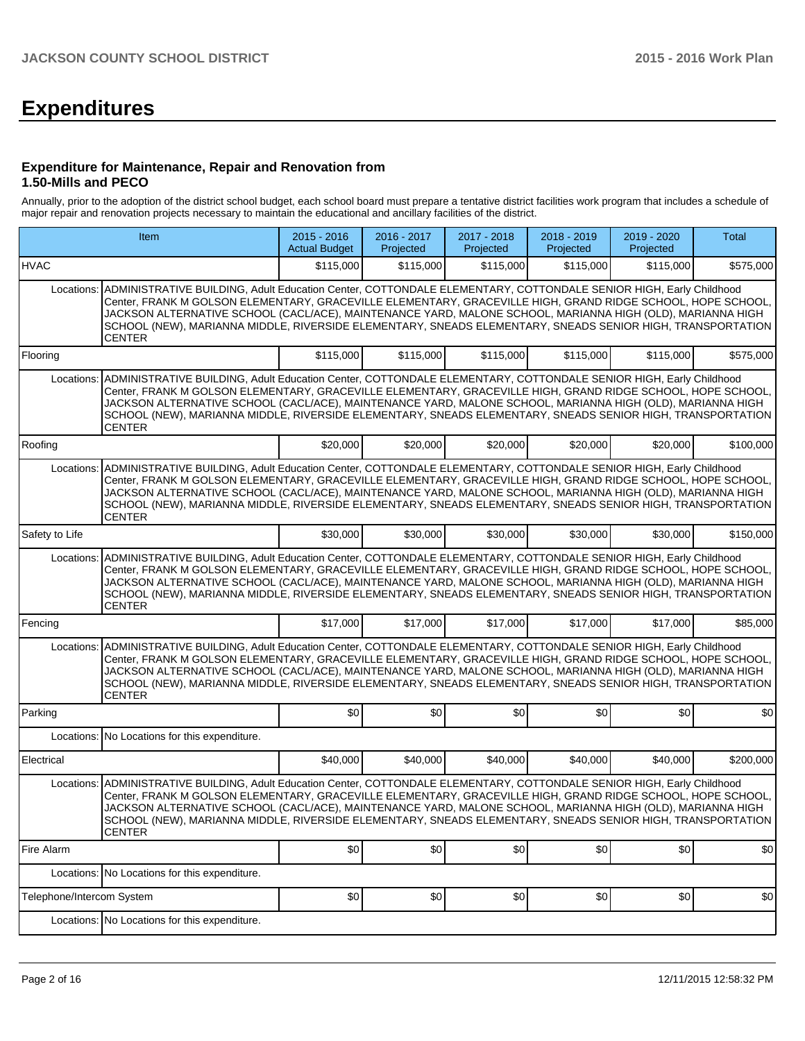# Expenditures

### Expenditure for Maintenance, Repair and Renovation from 1.50-Mills and PECO

Annually, prior to the adoption of the district school budget, each school board must prepare a tentative district facilities work program that includes a schedule of major repair and renovation projects necessary to maintain the educational and ancillary facilities of the district.

| Item | | 2015 - 2016 Actual Budget | 2016 - 2017 Projected | 2017 - 2018 Projected | 2018 - 2019 Projected | 2019 - 2020 Projected | Total |
|---|---|---|---|---|---|---|---|
| HVAC | | $115,000 | $115,000 | $115,000 | $115,000 | $115,000 | $575,000 |
| Locations: | ADMINISTRATIVE BUILDING, Adult Education Center, COTTONDALE ELEMENTARY, COTTONDALE SENIOR HIGH, Early Childhood Center, FRANK M GOLSON ELEMENTARY, GRACEVILLE ELEMENTARY, GRACEVILLE HIGH, GRAND RIDGE SCHOOL, HOPE SCHOOL, JACKSON ALTERNATIVE SCHOOL (CACL/ACE), MAINTENANCE YARD, MALONE SCHOOL, MARIANNA HIGH (OLD), MARIANNA HIGH SCHOOL (NEW), MARIANNA MIDDLE, RIVERSIDE ELEMENTARY, SNEADS ELEMENTARY, SNEADS SENIOR HIGH, TRANSPORTATION CENTER | | | | | | |
| Flooring | | $115,000 | $115,000 | $115,000 | $115,000 | $115,000 | $575,000 |
| Locations: | ADMINISTRATIVE BUILDING, Adult Education Center, COTTONDALE ELEMENTARY, COTTONDALE SENIOR HIGH, Early Childhood Center, FRANK M GOLSON ELEMENTARY, GRACEVILLE ELEMENTARY, GRACEVILLE HIGH, GRAND RIDGE SCHOOL, HOPE SCHOOL, JACKSON ALTERNATIVE SCHOOL (CACL/ACE), MAINTENANCE YARD, MALONE SCHOOL, MARIANNA HIGH (OLD), MARIANNA HIGH SCHOOL (NEW), MARIANNA MIDDLE, RIVERSIDE ELEMENTARY, SNEADS ELEMENTARY, SNEADS SENIOR HIGH, TRANSPORTATION CENTER | | | | | | |
| Roofing | | $20,000 | $20,000 | $20,000 | $20,000 | $20,000 | $100,000 |
| Locations: | ADMINISTRATIVE BUILDING, Adult Education Center, COTTONDALE ELEMENTARY, COTTONDALE SENIOR HIGH, Early Childhood Center, FRANK M GOLSON ELEMENTARY, GRACEVILLE ELEMENTARY, GRACEVILLE HIGH, GRAND RIDGE SCHOOL, HOPE SCHOOL, JACKSON ALTERNATIVE SCHOOL (CACL/ACE), MAINTENANCE YARD, MALONE SCHOOL, MARIANNA HIGH (OLD), MARIANNA HIGH SCHOOL (NEW), MARIANNA MIDDLE, RIVERSIDE ELEMENTARY, SNEADS ELEMENTARY, SNEADS SENIOR HIGH, TRANSPORTATION CENTER | | | | | | |
| Safety to Life | | $30,000 | $30,000 | $30,000 | $30,000 | $30,000 | $150,000 |
| Locations: | ADMINISTRATIVE BUILDING, Adult Education Center, COTTONDALE ELEMENTARY, COTTONDALE SENIOR HIGH, Early Childhood Center, FRANK M GOLSON ELEMENTARY, GRACEVILLE ELEMENTARY, GRACEVILLE HIGH, GRAND RIDGE SCHOOL, HOPE SCHOOL, JACKSON ALTERNATIVE SCHOOL (CACL/ACE), MAINTENANCE YARD, MALONE SCHOOL, MARIANNA HIGH (OLD), MARIANNA HIGH SCHOOL (NEW), MARIANNA MIDDLE, RIVERSIDE ELEMENTARY, SNEADS ELEMENTARY, SNEADS SENIOR HIGH, TRANSPORTATION CENTER | | | | | | |
| Fencing | | $17,000 | $17,000 | $17,000 | $17,000 | $17,000 | $85,000 |
| Locations: | ADMINISTRATIVE BUILDING, Adult Education Center, COTTONDALE ELEMENTARY, COTTONDALE SENIOR HIGH, Early Childhood Center, FRANK M GOLSON ELEMENTARY, GRACEVILLE ELEMENTARY, GRACEVILLE HIGH, GRAND RIDGE SCHOOL, HOPE SCHOOL, JACKSON ALTERNATIVE SCHOOL (CACL/ACE), MAINTENANCE YARD, MALONE SCHOOL, MARIANNA HIGH (OLD), MARIANNA HIGH SCHOOL (NEW), MARIANNA MIDDLE, RIVERSIDE ELEMENTARY, SNEADS ELEMENTARY, SNEADS SENIOR HIGH, TRANSPORTATION CENTER | | | | | | |
| Parking | | $0 | $0 | $0 | $0 | $0 | $0 |
| Locations: | No Locations for this expenditure. | | | | | | |
| Electrical | | $40,000 | $40,000 | $40,000 | $40,000 | $40,000 | $200,000 |
| Locations: | ADMINISTRATIVE BUILDING, Adult Education Center, COTTONDALE ELEMENTARY, COTTONDALE SENIOR HIGH, Early Childhood Center, FRANK M GOLSON ELEMENTARY, GRACEVILLE ELEMENTARY, GRACEVILLE HIGH, GRAND RIDGE SCHOOL, HOPE SCHOOL, JACKSON ALTERNATIVE SCHOOL (CACL/ACE), MAINTENANCE YARD, MALONE SCHOOL, MARIANNA HIGH (OLD), MARIANNA HIGH SCHOOL (NEW), MARIANNA MIDDLE, RIVERSIDE ELEMENTARY, SNEADS ELEMENTARY, SNEADS SENIOR HIGH, TRANSPORTATION CENTER | | | | | | |
| Fire Alarm | | $0 | $0 | $0 | $0 | $0 | $0 |
| Locations: | No Locations for this expenditure. | | | | | | |
| Telephone/Intercom System | | $0 | $0 | $0 | $0 | $0 | $0 |
| Locations: | No Locations for this expenditure. | | | | | | |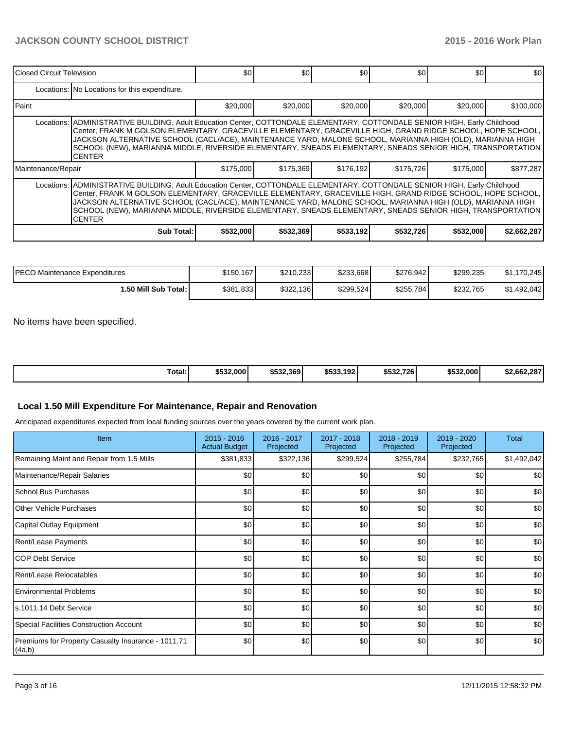| Closed Circuit Television | | $0 | $0 | $0 | $0 | $0 | $0 |
|---|---|---|---|---|---|---|---|
| | Locations: No Locations for this expenditure. | | | | | | |
| Paint | | $20,000 | $20,000 | $20,000 | $20,000 | $20,000 | $100,000 |
| | Locations: ADMINISTRATIVE BUILDING, Adult Education Center, COTTONDALE ELEMENTARY, COTTONDALE SENIOR HIGH, Early Childhood Center, FRANK M GOLSON ELEMENTARY, GRACEVILLE ELEMENTARY, GRACEVILLE HIGH, GRAND RIDGE SCHOOL, HOPE SCHOOL, JACKSON ALTERNATIVE SCHOOL (CACL/ACE), MAINTENANCE YARD, MALONE SCHOOL, MARIANNA HIGH (OLD), MARIANNA HIGH SCHOOL (NEW), MARIANNA MIDDLE, RIVERSIDE ELEMENTARY, SNEADS ELEMENTARY, SNEADS SENIOR HIGH, TRANSPORTATION CENTER | | | | | | |
| Maintenance/Repair | | $175,000 | $175,369 | $176,192 | $175,726 | $175,000 | $877,287 |
| | Locations: ADMINISTRATIVE BUILDING, Adult Education Center, COTTONDALE ELEMENTARY, COTTONDALE SENIOR HIGH, Early Childhood Center, FRANK M GOLSON ELEMENTARY, GRACEVILLE ELEMENTARY, GRACEVILLE HIGH, GRAND RIDGE SCHOOL, HOPE SCHOOL, JACKSON ALTERNATIVE SCHOOL (CACL/ACE), MAINTENANCE YARD, MALONE SCHOOL, MARIANNA HIGH (OLD), MARIANNA HIGH SCHOOL (NEW), MARIANNA MIDDLE, RIVERSIDE ELEMENTARY, SNEADS ELEMENTARY, SNEADS SENIOR HIGH, TRANSPORTATION CENTER | | | | | | |
| | **Sub Total:** | **$532,000** | **$532,369** | **$533,192** | **$532,726** | **$532,000** | **$2,662,287** |

| PECO Maintenance Expenditures | $150,167 | $210,233 | $233,668 | $276,942 | $299,235 | $1,170,245 |
|---|---|---|---|---|---|---|
| **1.50 Mill Sub Total:** | $381,833 | $322,136 | $299,524 | $255,784 | $232,765 | $1,492,042 |

No items have been specified.

| **Total:** | **$532,000** | **$532,369** | **$533,192** | **$532,726** | **$532,000** | **$2,662,287** |
|---|---|---|---|---|---|---|

## Local 1.50 Mill Expenditure For Maintenance, Repair and Renovation

Anticipated expenditures expected from local funding sources over the years covered by the current work plan.

| Item | 2015 - 2016 Actual Budget | 2016 - 2017 Projected | 2017 - 2018 Projected | 2018 - 2019 Projected | 2019 - 2020 Projected | Total |
|---|---|---|---|---|---|---|
| Remaining Maint and Repair from 1.5 Mills | $381,833 | $322,136 | $299,524 | $255,784 | $232,765 | $1,492,042 |
| Maintenance/Repair Salaries | $0 | $0 | $0 | $0 | $0 | $0 |
| School Bus Purchases | $0 | $0 | $0 | $0 | $0 | $0 |
| Other Vehicle Purchases | $0 | $0 | $0 | $0 | $0 | $0 |
| Capital Outlay Equipment | $0 | $0 | $0 | $0 | $0 | $0 |
| Rent/Lease Payments | $0 | $0 | $0 | $0 | $0 | $0 |
| COP Debt Service | $0 | $0 | $0 | $0 | $0 | $0 |
| Rent/Lease Relocatables | $0 | $0 | $0 | $0 | $0 | $0 |
| Environmental Problems | $0 | $0 | $0 | $0 | $0 | $0 |
| s.1011.14 Debt Service | $0 | $0 | $0 | $0 | $0 | $0 |
| Special Facilities Construction Account | $0 | $0 | $0 | $0 | $0 | $0 |
| Premiums for Property Casualty Insurance - 1011.71 (4a,b) | $0 | $0 | $0 | $0 | $0 | $0 |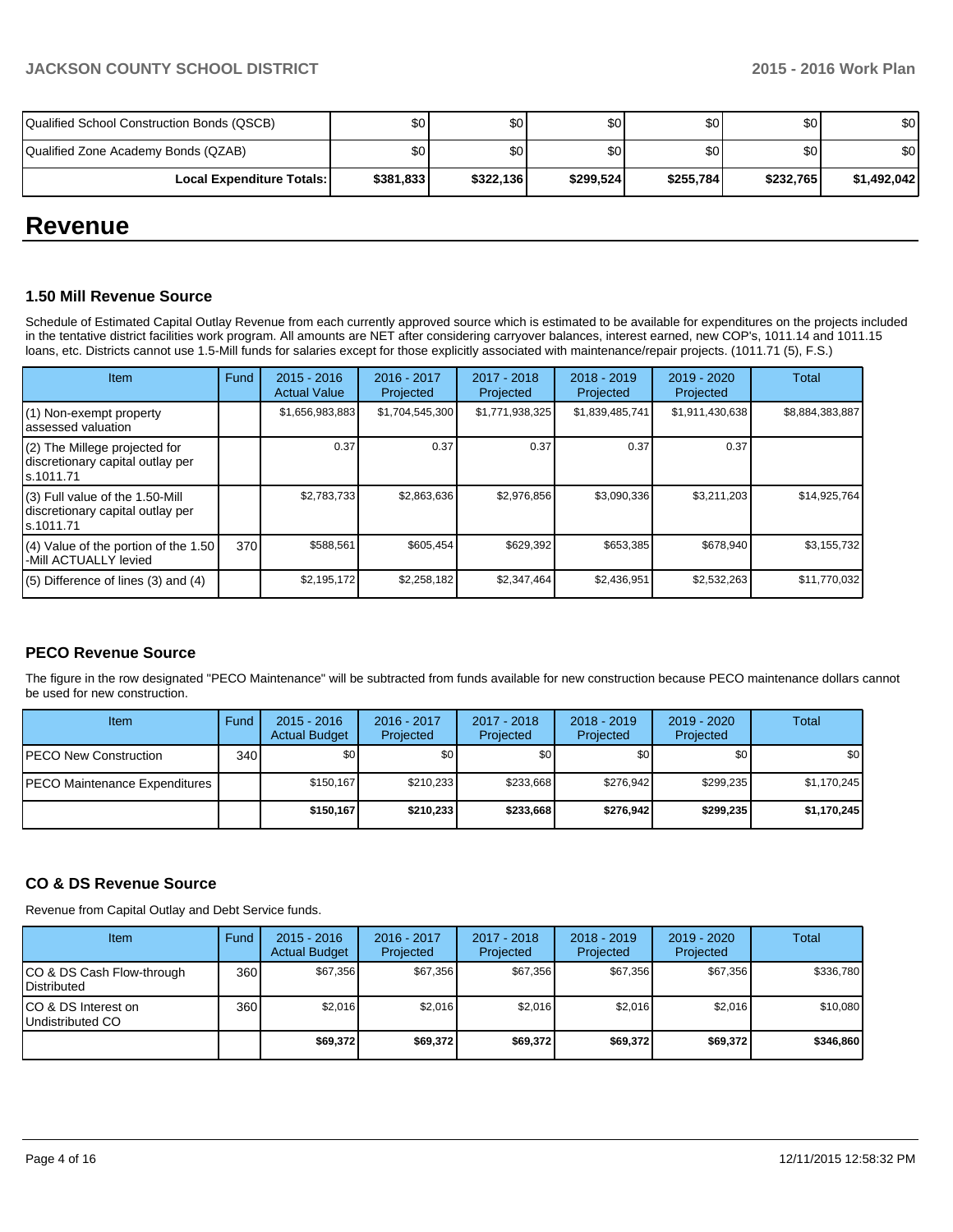| Qualified School Construction Bonds (QSCB) | $0 | $0 | $0 | $0 | $0 | $0 |
|---|---|---|---|---|---|---|
| Qualified Zone Academy Bonds (QZAB) | $0 | $0 | $0 | $0 | $0 | $0 |
| **Local Expenditure Totals:** | **$381,833** | **$322,136** | **$299,524** | **$255,784** | **$232,765** | **$1,492,042** |

# Revenue

### 1.50 Mill Revenue Source

Schedule of Estimated Capital Outlay Revenue from each currently approved source which is estimated to be available for expenditures on the projects included in the tentative district facilities work program. All amounts are NET after considering carryover balances, interest earned, new COP's, 1011.14 and 1011.15 loans, etc. Districts cannot use 1.5-Mill funds for salaries except for those explicitly associated with maintenance/repair projects. (1011.71 (5), F.S.)

| Item | Fund | 2015 - 2016 Actual Value | 2016 - 2017 Projected | 2017 - 2018 Projected | 2018 - 2019 Projected | 2019 - 2020 Projected | Total |
|---|---|---|---|---|---|---|---|
| (1) Non-exempt property assessed valuation | | $1,656,983,883 | $1,704,545,300 | $1,771,938,325 | $1,839,485,741 | $1,911,430,638 | $8,884,383,887 |
| (2) The Millege projected for discretionary capital outlay per s.1011.71 | | 0.37 | 0.37 | 0.37 | 0.37 | 0.37 | |
| (3) Full value of the 1.50-Mill discretionary capital outlay per s.1011.71 | | $2,783,733 | $2,863,636 | $2,976,856 | $3,090,336 | $3,211,203 | $14,925,764 |
| (4) Value of the portion of the 1.50 -Mill ACTUALLY levied | 370 | $588,561 | $605,454 | $629,392 | $653,385 | $678,940 | $3,155,732 |
| (5) Difference of lines (3) and (4) | | $2,195,172 | $2,258,182 | $2,347,464 | $2,436,951 | $2,532,263 | $11,770,032 |

### PECO Revenue Source

The figure in the row designated "PECO Maintenance" will be subtracted from funds available for new construction because PECO maintenance dollars cannot be used for new construction.

| Item | Fund | 2015 - 2016 Actual Budget | 2016 - 2017 Projected | 2017 - 2018 Projected | 2018 - 2019 Projected | 2019 - 2020 Projected | Total |
|---|---|---|---|---|---|---|---|
| PECO New Construction | 340 | $0 | $0 | $0 | $0 | $0 | $0 |
| PECO Maintenance Expenditures | | $150,167 | $210,233 | $233,668 | $276,942 | $299,235 | $1,170,245 |
| | | **$150,167** | **$210,233** | **$233,668** | **$276,942** | **$299,235** | **$1,170,245** |

### CO & DS Revenue Source

Revenue from Capital Outlay and Debt Service funds.

| Item | Fund | 2015 - 2016 Actual Budget | 2016 - 2017 Projected | 2017 - 2018 Projected | 2018 - 2019 Projected | 2019 - 2020 Projected | Total |
|---|---|---|---|---|---|---|---|
| CO & DS Cash Flow-through Distributed | 360 | $67,356 | $67,356 | $67,356 | $67,356 | $67,356 | $336,780 |
| CO & DS Interest on Undistributed CO | 360 | $2,016 | $2,016 | $2,016 | $2,016 | $2,016 | $10,080 |
| | | **$69,372** | **$69,372** | **$69,372** | **$69,372** | **$69,372** | **$346,860** |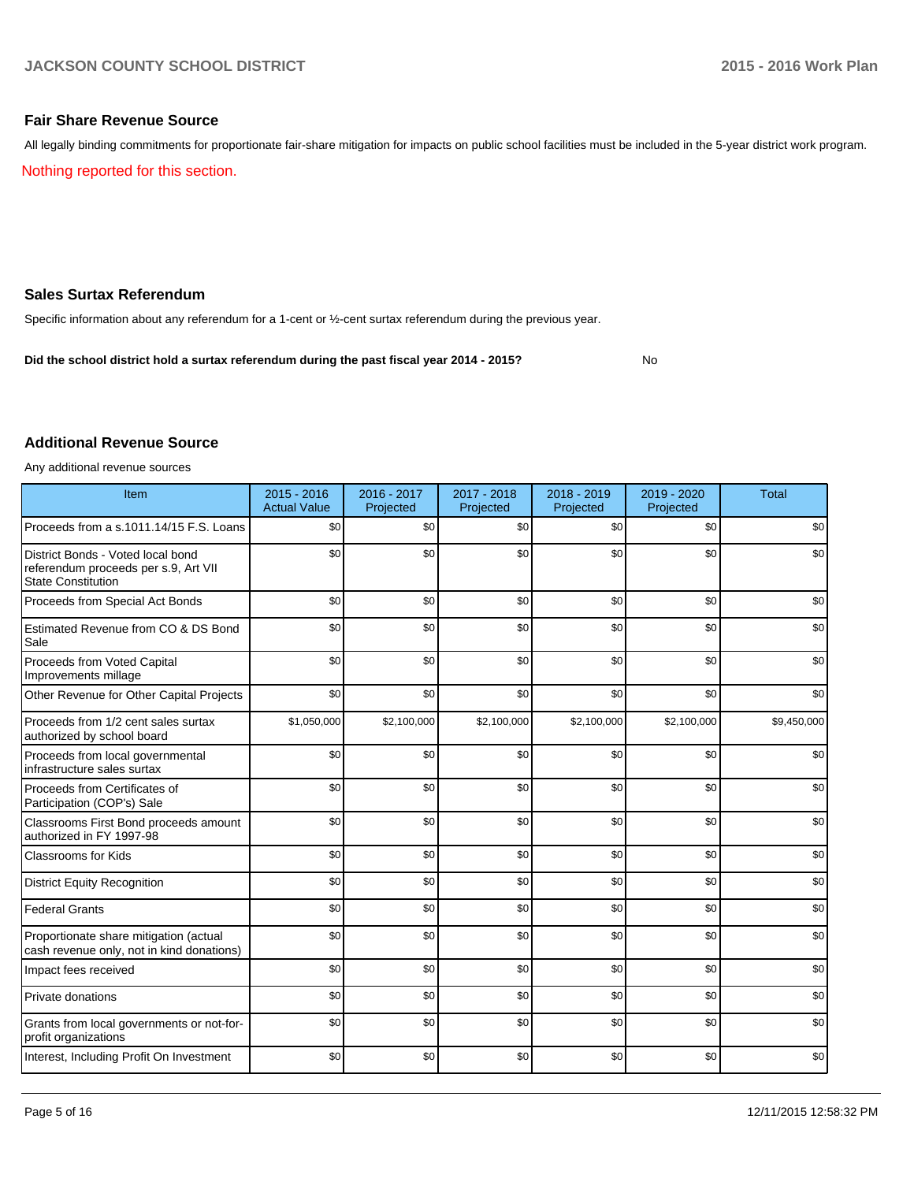## Fair Share Revenue Source

All legally binding commitments for proportionate fair-share mitigation for impacts on public school facilities must be included in the 5-year district work program.

Nothing reported for this section.

## Sales Surtax Referendum

Specific information about any referendum for a 1-cent or ½-cent surtax referendum during the previous year.

**Did the school district hold a surtax referendum during the past fiscal year 2014 - 2015?** No

## Additional Revenue Source

Any additional revenue sources

| Item | 2015 - 2016 Actual Value | 2016 - 2017 Projected | 2017 - 2018 Projected | 2018 - 2019 Projected | 2019 - 2020 Projected | Total |
|---|---|---|---|---|---|---|
| Proceeds from a s.1011.14/15 F.S. Loans | $0 | $0 | $0 | $0 | $0 | $0 |
| District Bonds - Voted local bond referendum proceeds per s.9, Art VII State Constitution | $0 | $0 | $0 | $0 | $0 | $0 |
| Proceeds from Special Act Bonds | $0 | $0 | $0 | $0 | $0 | $0 |
| Estimated Revenue from CO & DS Bond Sale | $0 | $0 | $0 | $0 | $0 | $0 |
| Proceeds from Voted Capital Improvements millage | $0 | $0 | $0 | $0 | $0 | $0 |
| Other Revenue for Other Capital Projects | $0 | $0 | $0 | $0 | $0 | $0 |
| Proceeds from 1/2 cent sales surtax authorized by school board | $1,050,000 | $2,100,000 | $2,100,000 | $2,100,000 | $2,100,000 | $9,450,000 |
| Proceeds from local governmental infrastructure sales surtax | $0 | $0 | $0 | $0 | $0 | $0 |
| Proceeds from Certificates of Participation (COP's) Sale | $0 | $0 | $0 | $0 | $0 | $0 |
| Classrooms First Bond proceeds amount authorized in FY 1997-98 | $0 | $0 | $0 | $0 | $0 | $0 |
| Classrooms for Kids | $0 | $0 | $0 | $0 | $0 | $0 |
| District Equity Recognition | $0 | $0 | $0 | $0 | $0 | $0 |
| Federal Grants | $0 | $0 | $0 | $0 | $0 | $0 |
| Proportionate share mitigation (actual cash revenue only, not in kind donations) | $0 | $0 | $0 | $0 | $0 | $0 |
| Impact fees received | $0 | $0 | $0 | $0 | $0 | $0 |
| Private donations | $0 | $0 | $0 | $0 | $0 | $0 |
| Grants from local governments or not-for-profit organizations | $0 | $0 | $0 | $0 | $0 | $0 |
| Interest, Including Profit On Investment | $0 | $0 | $0 | $0 | $0 | $0 |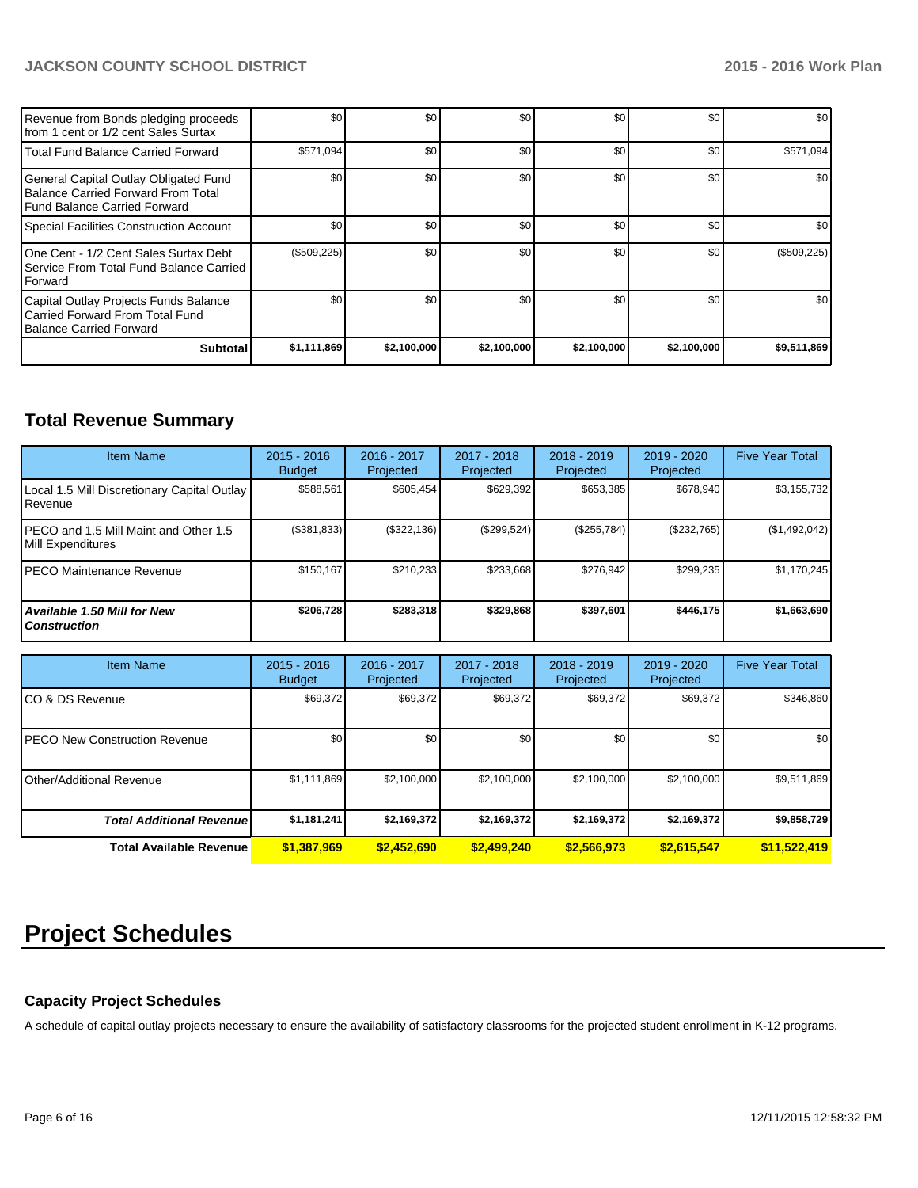| | | | | | | |
|---|---|---|---|---|---|---|
| Revenue from Bonds pledging proceeds from 1 cent or 1/2 cent Sales Surtax | $0 | $0 | $0 | $0 | $0 | $0 |
| Total Fund Balance Carried Forward | $571,094 | $0 | $0 | $0 | $0 | $571,094 |
| General Capital Outlay Obligated Fund Balance Carried Forward From Total Fund Balance Carried Forward | $0 | $0 | $0 | $0 | $0 | $0 |
| Special Facilities Construction Account | $0 | $0 | $0 | $0 | $0 | $0 |
| One Cent - 1/2 Cent Sales Surtax Debt Service From Total Fund Balance Carried Forward | ($509,225) | $0 | $0 | $0 | $0 | ($509,225) |
| Capital Outlay Projects Funds Balance Carried Forward From Total Fund Balance Carried Forward | $0 | $0 | $0 | $0 | $0 | $0 |
| **Subtotal** | **$1,111,869** | **$2,100,000** | **$2,100,000** | **$2,100,000** | **$2,100,000** | **$9,511,869** |

## Total Revenue Summary

| Item Name | 2015 - 2016 Budget | 2016 - 2017 Projected | 2017 - 2018 Projected | 2018 - 2019 Projected | 2019 - 2020 Projected | Five Year Total |
|---|---|---|---|---|---|---|
| Local 1.5 Mill Discretionary Capital Outlay Revenue | $588,561 | $605,454 | $629,392 | $653,385 | $678,940 | $3,155,732 |
| PECO and 1.5 Mill Maint and Other 1.5 Mill Expenditures | ($381,833) | ($322,136) | ($299,524) | ($255,784) | ($232,765) | ($1,492,042) |
| PECO Maintenance Revenue | $150,167 | $210,233 | $233,668 | $276,942 | $299,235 | $1,170,245 |
| ***Available 1.50 Mill for New Construction*** | **$206,728** | **$283,318** | **$329,868** | **$397,601** | **$446,175** | **$1,663,690** |

| Item Name | 2015 - 2016 Budget | 2016 - 2017 Projected | 2017 - 2018 Projected | 2018 - 2019 Projected | 2019 - 2020 Projected | Five Year Total |
|---|---|---|---|---|---|---|
| CO & DS Revenue | $69,372 | $69,372 | $69,372 | $69,372 | $69,372 | $346,860 |
| PECO New Construction Revenue | $0 | $0 | $0 | $0 | $0 | $0 |
| Other/Additional Revenue | $1,111,869 | $2,100,000 | $2,100,000 | $2,100,000 | $2,100,000 | $9,511,869 |
| ***Total Additional Revenue*** | **$1,181,241** | **$2,169,372** | **$2,169,372** | **$2,169,372** | **$2,169,372** | **$9,858,729** |
| **Total Available Revenue** | **$1,387,969** | **$2,452,690** | **$2,499,240** | **$2,566,973** | **$2,615,547** | **$11,522,419** |

# Project Schedules

### Capacity Project Schedules

A schedule of capital outlay projects necessary to ensure the availability of satisfactory classrooms for the projected student enrollment in K-12 programs.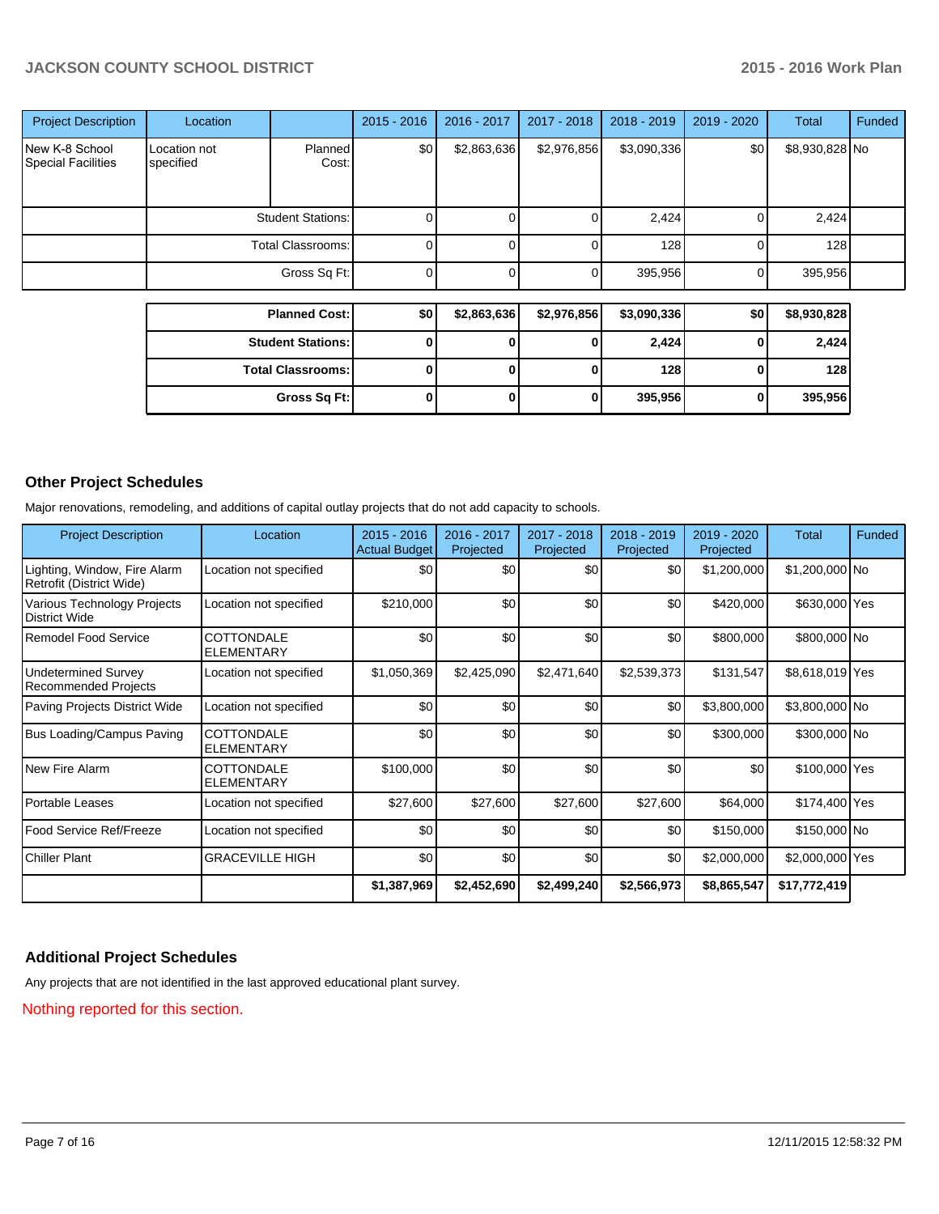| Project Description | Location | | 2015 - 2016 | 2016 - 2017 | 2017 - 2018 | 2018 - 2019 | 2019 - 2020 | Total | Funded |
|---|---|---|---|---|---|---|---|---|---|
| New K-8 School Special Facilities | Location not specified | Planned Cost: | $0 | $2,863,636 | $2,976,856 | $3,090,336 | $0 | $8,930,828 | No |
| | | Student Stations: | 0 | 0 | 0 | 2,424 | 0 | 2,424 | |
| | | Total Classrooms: | 0 | 0 | 0 | 128 | 0 | 128 | |
| | | Gross Sq Ft: | 0 | 0 | 0 | 395,956 | 0 | 395,956 | |

| | 2015 - 2016 | 2016 - 2017 | 2017 - 2018 | 2018 - 2019 | 2019 - 2020 | Total |
|---|---|---|---|---|---|---|
| **Planned Cost:** | **$0** | **$2,863,636** | **$2,976,856** | **$3,090,336** | **$0** | **$8,930,828** |
| **Student Stations:** | **0** | **0** | **0** | **2,424** | **0** | **2,424** |
| **Total Classrooms:** | **0** | **0** | **0** | **128** | **0** | **128** |
| **Gross Sq Ft:** | **0** | **0** | **0** | **395,956** | **0** | **395,956** |

## Other Project Schedules

Major renovations, remodeling, and additions of capital outlay projects that do not add capacity to schools.

| Project Description | Location | 2015 - 2016 Actual Budget | 2016 - 2017 Projected | 2017 - 2018 Projected | 2018 - 2019 Projected | 2019 - 2020 Projected | Total | Funded |
|---|---|---|---|---|---|---|---|---|
| Lighting, Window, Fire Alarm Retrofit (District Wide) | Location not specified | $0 | $0 | $0 | $0 | $1,200,000 | $1,200,000 | No |
| Various Technology Projects District Wide | Location not specified | $210,000 | $0 | $0 | $0 | $420,000 | $630,000 | Yes |
| Remodel Food Service | COTTONDALE ELEMENTARY | $0 | $0 | $0 | $0 | $800,000 | $800,000 | No |
| Undetermined Survey Recommended Projects | Location not specified | $1,050,369 | $2,425,090 | $2,471,640 | $2,539,373 | $131,547 | $8,618,019 | Yes |
| Paving Projects District Wide | Location not specified | $0 | $0 | $0 | $0 | $3,800,000 | $3,800,000 | No |
| Bus Loading/Campus Paving | COTTONDALE ELEMENTARY | $0 | $0 | $0 | $0 | $300,000 | $300,000 | No |
| New Fire Alarm | COTTONDALE ELEMENTARY | $100,000 | $0 | $0 | $0 | $0 | $100,000 | Yes |
| Portable Leases | Location not specified | $27,600 | $27,600 | $27,600 | $27,600 | $64,000 | $174,400 | Yes |
| Food Service Ref/Freeze | Location not specified | $0 | $0 | $0 | $0 | $150,000 | $150,000 | No |
| Chiller Plant | GRACEVILLE HIGH | $0 | $0 | $0 | $0 | $2,000,000 | $2,000,000 | Yes |
| | | **$1,387,969** | **$2,452,690** | **$2,499,240** | **$2,566,973** | **$8,865,547** | **$17,772,419** | |

## Additional Project Schedules

Any projects that are not identified in the last approved educational plant survey.

Nothing reported for this section.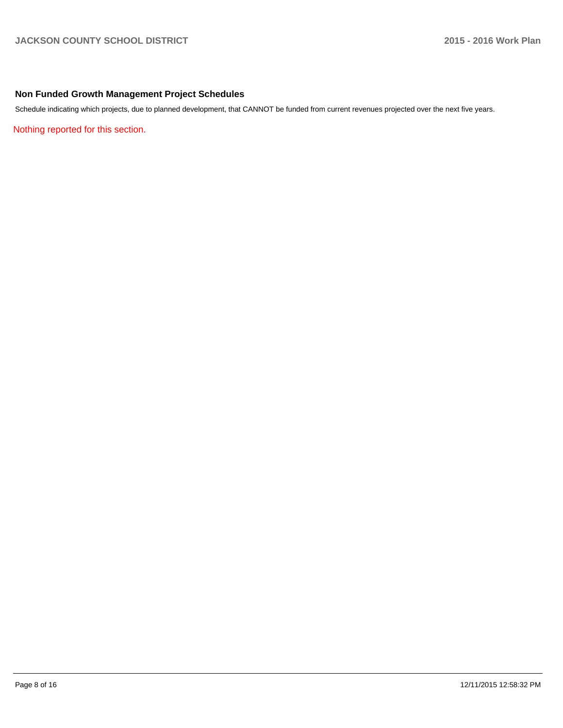## Non Funded Growth Management Project Schedules

Schedule indicating which projects, due to planned development, that CANNOT be funded from current revenues projected over the next five years.

Nothing reported for this section.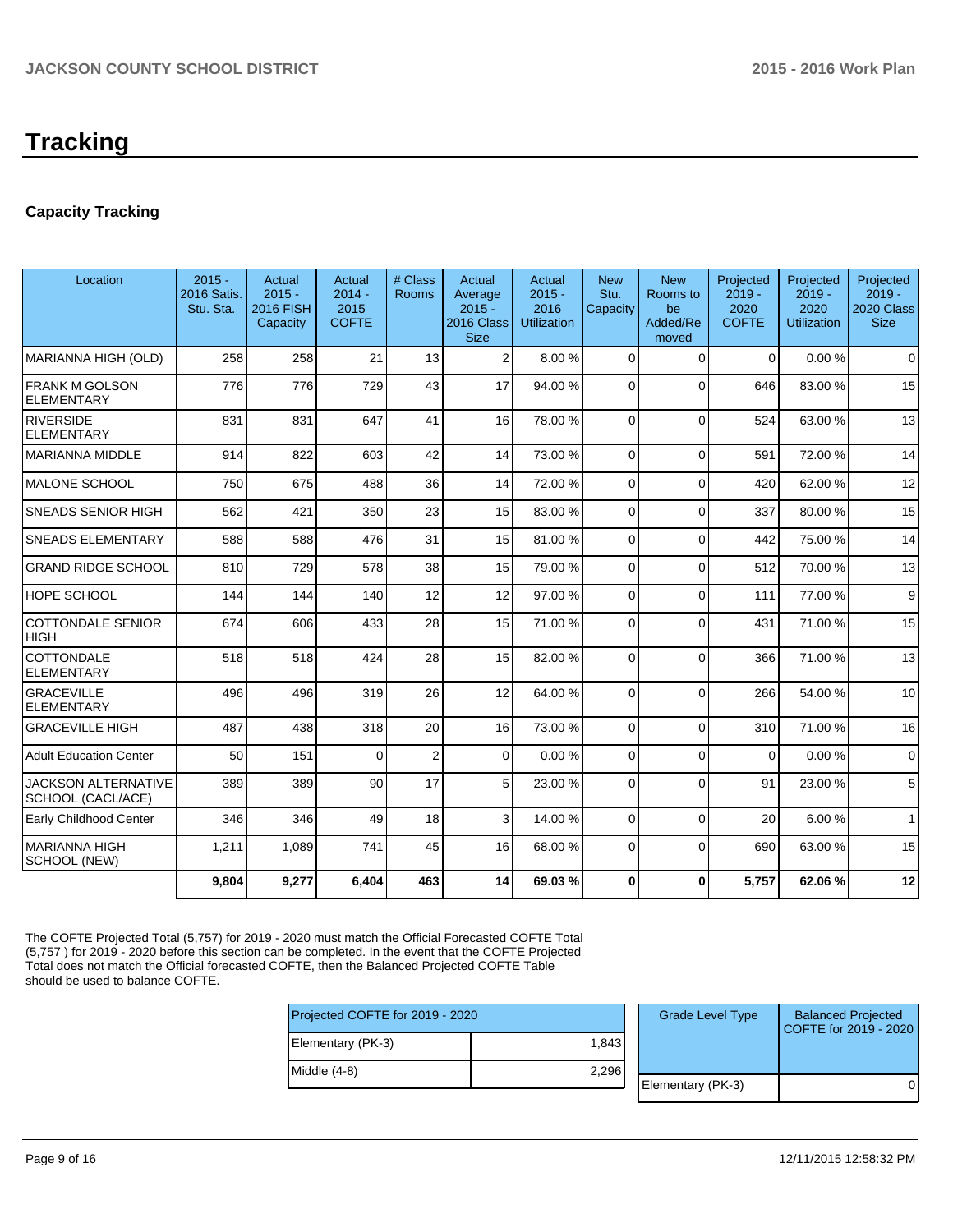# Tracking

### Capacity Tracking

| Location | 2015 - 2016 Satis. Stu. Sta. | Actual 2015 - 2016 FISH Capacity | Actual 2014 - 2015 COFTE | # Class Rooms | Actual Average 2015 - 2016 Class Size | Actual 2015 - 2016 Utilization | New Stu. Capacity | New Rooms to be Added/Removed | Projected 2019 - 2020 COFTE | Projected 2019 - 2020 Utilization | Projected 2019 - 2020 Class Size |
|---|---|---|---|---|---|---|---|---|---|---|---|
| MARIANNA HIGH (OLD) | 258 | 258 | 21 | 13 | 2 | 8.00 % | 0 | 0 | 0 | 0.00 % | 0 |
| FRANK M GOLSON ELEMENTARY | 776 | 776 | 729 | 43 | 17 | 94.00 % | 0 | 0 | 646 | 83.00 % | 15 |
| RIVERSIDE ELEMENTARY | 831 | 831 | 647 | 41 | 16 | 78.00 % | 0 | 0 | 524 | 63.00 % | 13 |
| MARIANNA MIDDLE | 914 | 822 | 603 | 42 | 14 | 73.00 % | 0 | 0 | 591 | 72.00 % | 14 |
| MALONE SCHOOL | 750 | 675 | 488 | 36 | 14 | 72.00 % | 0 | 0 | 420 | 62.00 % | 12 |
| SNEADS SENIOR HIGH | 562 | 421 | 350 | 23 | 15 | 83.00 % | 0 | 0 | 337 | 80.00 % | 15 |
| SNEADS ELEMENTARY | 588 | 588 | 476 | 31 | 15 | 81.00 % | 0 | 0 | 442 | 75.00 % | 14 |
| GRAND RIDGE SCHOOL | 810 | 729 | 578 | 38 | 15 | 79.00 % | 0 | 0 | 512 | 70.00 % | 13 |
| HOPE SCHOOL | 144 | 144 | 140 | 12 | 12 | 97.00 % | 0 | 0 | 111 | 77.00 % | 9 |
| COTTONDALE SENIOR HIGH | 674 | 606 | 433 | 28 | 15 | 71.00 % | 0 | 0 | 431 | 71.00 % | 15 |
| COTTONDALE ELEMENTARY | 518 | 518 | 424 | 28 | 15 | 82.00 % | 0 | 0 | 366 | 71.00 % | 13 |
| GRACEVILLE ELEMENTARY | 496 | 496 | 319 | 26 | 12 | 64.00 % | 0 | 0 | 266 | 54.00 % | 10 |
| GRACEVILLE HIGH | 487 | 438 | 318 | 20 | 16 | 73.00 % | 0 | 0 | 310 | 71.00 % | 16 |
| Adult Education Center | 50 | 151 | 0 | 2 | 0 | 0.00 % | 0 | 0 | 0 | 0.00 % | 0 |
| JACKSON ALTERNATIVE SCHOOL (CACL/ACE) | 389 | 389 | 90 | 17 | 5 | 23.00 % | 0 | 0 | 91 | 23.00 % | 5 |
| Early Childhood Center | 346 | 346 | 49 | 18 | 3 | 14.00 % | 0 | 0 | 20 | 6.00 % | 1 |
| MARIANNA HIGH SCHOOL (NEW) | 1,211 | 1,089 | 741 | 45 | 16 | 68.00 % | 0 | 0 | 690 | 63.00 % | 15 |
| | **9,804** | **9,277** | **6,404** | **463** | **14** | **69.03 %** | **0** | **0** | **5,757** | **62.06 %** | **12** |

The COFTE Projected Total (5,757) for 2019 - 2020 must match the Official Forecasted COFTE Total (5,757 ) for 2019 - 2020 before this section can be completed. In the event that the COFTE Projected Total does not match the Official forecasted COFTE, then the Balanced Projected COFTE Table should be used to balance COFTE.

| Projected COFTE for 2019 - 2020 | |
|---|---|
| Elementary (PK-3) | 1,843 |
| Middle (4-8) | 2,296 |

| Grade Level Type | Balanced Projected COFTE for 2019 - 2020 |
|---|---|
| Elementary (PK-3) | 0 |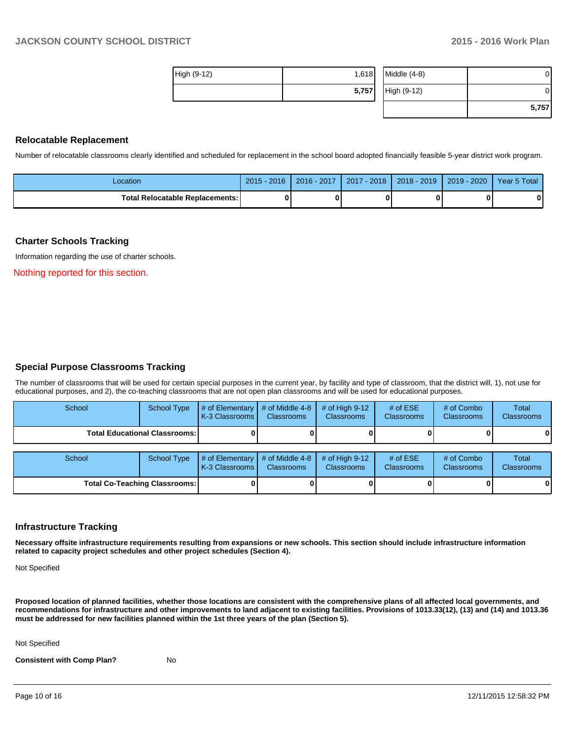| | |
|---|---|
| High (9-12) | 1,618 |
| | **5,757** |

| | |
|---|---|
| Middle (4-8) | 0 |
| High (9-12) | 0 |
| | **5,757** |

## Relocatable Replacement

Number of relocatable classrooms clearly identified and scheduled for replacement in the school board adopted financially feasible 5-year district work program.

| Location | 2015 - 2016 | 2016 - 2017 | 2017 - 2018 | 2018 - 2019 | 2019 - 2020 | Year 5 Total |
|---|---|---|---|---|---|---|
| **Total Relocatable Replacements:** | **0** | **0** | **0** | **0** | **0** | **0** |

## Charter Schools Tracking

Information regarding the use of charter schools.

Nothing reported for this section.

## Special Purpose Classrooms Tracking

The number of classrooms that will be used for certain special purposes in the current year, by facility and type of classroom, that the district will, 1), not use for educational purposes, and 2), the co-teaching classrooms that are not open plan classrooms and will be used for educational purposes.

| School | School Type | # of Elementary K-3 Classrooms | # of Middle 4-8 Classrooms | # of High 9-12 Classrooms | # of ESE Classrooms | # of Combo Classrooms | Total Classrooms |
|---|---|---|---|---|---|---|---|
| **Total Educational Classrooms:** | | **0** | **0** | **0** | **0** | **0** | **0** |

| School | School Type | # of Elementary K-3 Classrooms | # of Middle 4-8 Classrooms | # of High 9-12 Classrooms | # of ESE Classrooms | # of Combo Classrooms | Total Classrooms |
|---|---|---|---|---|---|---|---|
| **Total Co-Teaching Classrooms:** | | **0** | **0** | **0** | **0** | **0** | **0** |

## Infrastructure Tracking

**Necessary offsite infrastructure requirements resulting from expansions or new schools. This section should include infrastructure information related to capacity project schedules and other project schedules (Section 4).**

Not Specified

**Proposed location of planned facilities, whether those locations are consistent with the comprehensive plans of all affected local governments, and recommendations for infrastructure and other improvements to land adjacent to existing facilities. Provisions of 1013.33(12), (13) and (14) and 1013.36 must be addressed for new facilities planned within the 1st three years of the plan (Section 5).**

Not Specified

**Consistent with Comp Plan?** No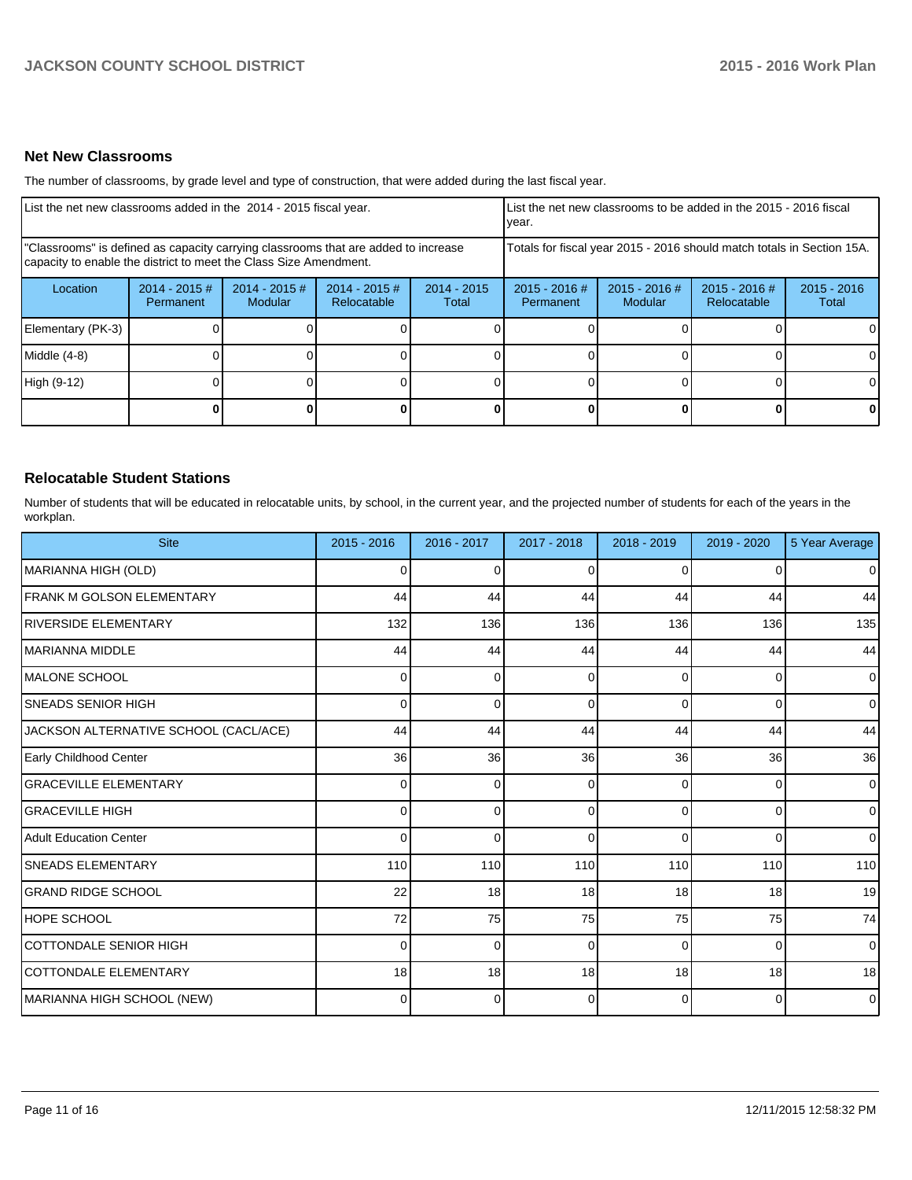## Net New Classrooms

The number of classrooms, by grade level and type of construction, that were added during the last fiscal year.

| List the net new classrooms added in the 2014 - 2015 fiscal year. | | | | | List the net new classrooms to be added in the 2015 - 2016 fiscal year. | | | |
|---|---|---|---|---|---|---|---|---|
| "Classrooms" is defined as capacity carrying classrooms that are added to increase capacity to enable the district to meet the Class Size Amendment. | | | | | Totals for fiscal year 2015 - 2016 should match totals in Section 15A. | | | |
| Location | 2014 - 2015 # Permanent | 2014 - 2015 # Modular | 2014 - 2015 # Relocatable | 2014 - 2015 Total | 2015 - 2016 # Permanent | 2015 - 2016 # Modular | 2015 - 2016 # Relocatable | 2015 - 2016 Total |
| Elementary (PK-3) | 0 | 0 | 0 | 0 | 0 | 0 | 0 | 0 |
| Middle (4-8) | 0 | 0 | 0 | 0 | 0 | 0 | 0 | 0 |
| High (9-12) | 0 | 0 | 0 | 0 | 0 | 0 | 0 | 0 |
| | **0** | **0** | **0** | **0** | **0** | **0** | **0** | **0** |

## Relocatable Student Stations

Number of students that will be educated in relocatable units, by school, in the current year, and the projected number of students for each of the years in the workplan.

| Site | 2015 - 2016 | 2016 - 2017 | 2017 - 2018 | 2018 - 2019 | 2019 - 2020 | 5 Year Average |
|---|---|---|---|---|---|---|
| MARIANNA HIGH (OLD) | 0 | 0 | 0 | 0 | 0 | 0 |
| FRANK M GOLSON ELEMENTARY | 44 | 44 | 44 | 44 | 44 | 44 |
| RIVERSIDE ELEMENTARY | 132 | 136 | 136 | 136 | 136 | 135 |
| MARIANNA MIDDLE | 44 | 44 | 44 | 44 | 44 | 44 |
| MALONE SCHOOL | 0 | 0 | 0 | 0 | 0 | 0 |
| SNEADS SENIOR HIGH | 0 | 0 | 0 | 0 | 0 | 0 |
| JACKSON ALTERNATIVE SCHOOL (CACL/ACE) | 44 | 44 | 44 | 44 | 44 | 44 |
| Early Childhood Center | 36 | 36 | 36 | 36 | 36 | 36 |
| GRACEVILLE ELEMENTARY | 0 | 0 | 0 | 0 | 0 | 0 |
| GRACEVILLE HIGH | 0 | 0 | 0 | 0 | 0 | 0 |
| Adult Education Center | 0 | 0 | 0 | 0 | 0 | 0 |
| SNEADS ELEMENTARY | 110 | 110 | 110 | 110 | 110 | 110 |
| GRAND RIDGE SCHOOL | 22 | 18 | 18 | 18 | 18 | 19 |
| HOPE SCHOOL | 72 | 75 | 75 | 75 | 75 | 74 |
| COTTONDALE SENIOR HIGH | 0 | 0 | 0 | 0 | 0 | 0 |
| COTTONDALE ELEMENTARY | 18 | 18 | 18 | 18 | 18 | 18 |
| MARIANNA HIGH SCHOOL (NEW) | 0 | 0 | 0 | 0 | 0 | 0 |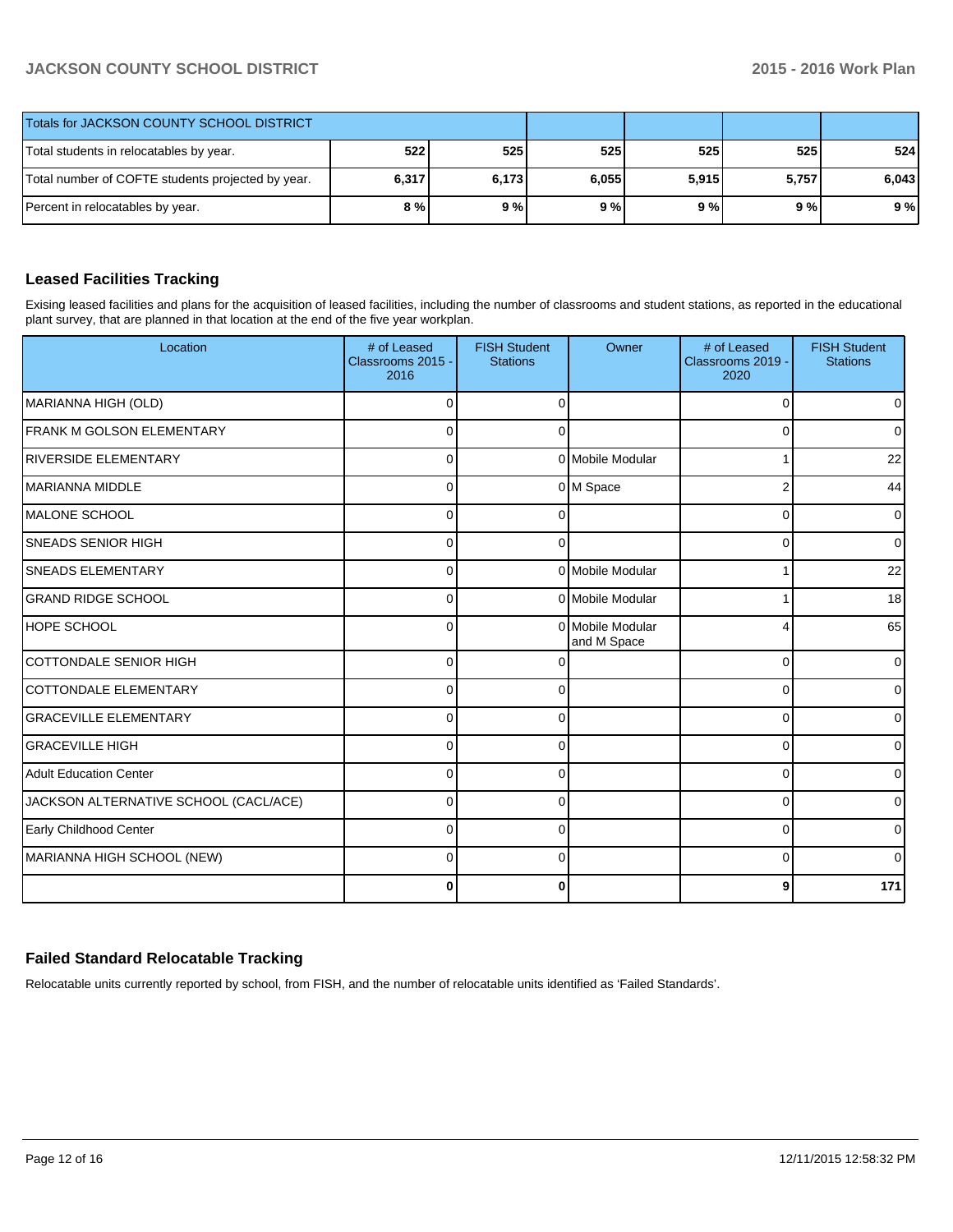| Totals for JACKSON COUNTY SCHOOL DISTRICT | | | | | | |
|---|---|---|---|---|---|---|
| Total students in relocatables by year. | 522 | 525 | 525 | 525 | 525 | 524 |
| Total number of COFTE students projected by year. | 6,317 | 6,173 | 6,055 | 5,915 | 5,757 | 6,043 |
| Percent in relocatables by year. | 8 % | 9 % | 9 % | 9 % | 9 % | 9 % |

## Leased Facilities Tracking

Exising leased facilities and plans for the acquisition of leased facilities, including the number of classrooms and student stations, as reported in the educational plant survey, that are planned in that location at the end of the five year workplan.

| Location | # of Leased Classrooms 2015 - 2016 | FISH Student Stations | Owner | # of Leased Classrooms 2019 - 2020 | FISH Student Stations |
|---|---|---|---|---|---|
| MARIANNA HIGH (OLD) | 0 | 0 | | 0 | 0 |
| FRANK M GOLSON ELEMENTARY | 0 | 0 | | 0 | 0 |
| RIVERSIDE ELEMENTARY | 0 | 0 | Mobile Modular | 1 | 22 |
| MARIANNA MIDDLE | 0 | 0 | M Space | 2 | 44 |
| MALONE SCHOOL | 0 | 0 | | 0 | 0 |
| SNEADS SENIOR HIGH | 0 | 0 | | 0 | 0 |
| SNEADS ELEMENTARY | 0 | 0 | Mobile Modular | 1 | 22 |
| GRAND RIDGE SCHOOL | 0 | 0 | Mobile Modular | 1 | 18 |
| HOPE SCHOOL | 0 | 0 | Mobile Modular and M Space | 4 | 65 |
| COTTONDALE SENIOR HIGH | 0 | 0 | | 0 | 0 |
| COTTONDALE ELEMENTARY | 0 | 0 | | 0 | 0 |
| GRACEVILLE ELEMENTARY | 0 | 0 | | 0 | 0 |
| GRACEVILLE HIGH | 0 | 0 | | 0 | 0 |
| Adult Education Center | 0 | 0 | | 0 | 0 |
| JACKSON ALTERNATIVE SCHOOL (CACL/ACE) | 0 | 0 | | 0 | 0 |
| Early Childhood Center | 0 | 0 | | 0 | 0 |
| MARIANNA HIGH SCHOOL (NEW) | 0 | 0 | | 0 | 0 |
| | **0** | **0** | | **9** | **171** |

## Failed Standard Relocatable Tracking

Relocatable units currently reported by school, from FISH, and the number of relocatable units identified as 'Failed Standards'.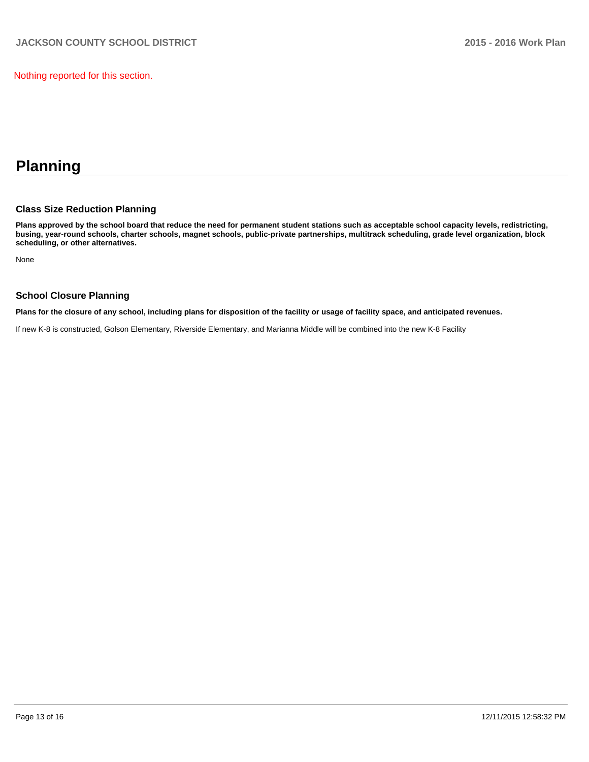Nothing reported for this section.

# Planning

### Class Size Reduction Planning

**Plans approved by the school board that reduce the need for permanent student stations such as acceptable school capacity levels, redistricting, busing, year-round schools, charter schools, magnet schools, public-private partnerships, multitrack scheduling, grade level organization, block scheduling, or other alternatives.**

None

### School Closure Planning

**Plans for the closure of any school, including plans for disposition of the facility or usage of facility space, and anticipated revenues.**

If new K-8 is constructed, Golson Elementary, Riverside Elementary, and Marianna Middle will be combined into the new K-8 Facility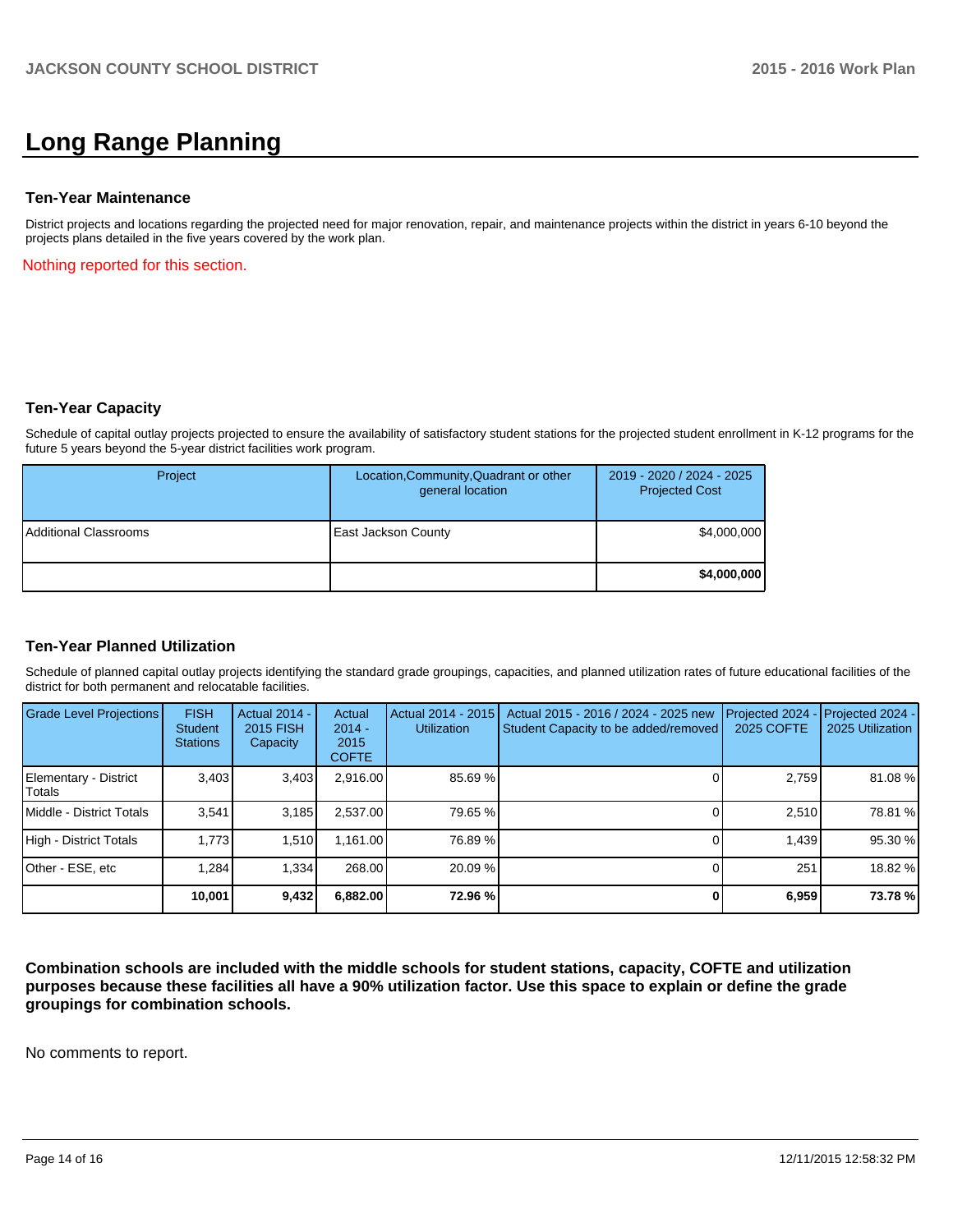# Long Range Planning

### Ten-Year Maintenance

District projects and locations regarding the projected need for major renovation, repair, and maintenance projects within the district in years 6-10 beyond the projects plans detailed in the five years covered by the work plan.

Nothing reported for this section.

### Ten-Year Capacity

Schedule of capital outlay projects projected to ensure the availability of satisfactory student stations for the projected student enrollment in K-12 programs for the future 5 years beyond the 5-year district facilities work program.

| Project | Location,Community,Quadrant or other general location | 2019 - 2020 / 2024 - 2025 Projected Cost |
|---|---|---|
| Additional Classrooms | East Jackson County | $4,000,000 |
| | | **$4,000,000** |

### Ten-Year Planned Utilization

Schedule of planned capital outlay projects identifying the standard grade groupings, capacities, and planned utilization rates of future educational facilities of the district for both permanent and relocatable facilities.

| Grade Level Projections | FISH Student Stations | Actual 2014 - 2015 FISH Capacity | Actual 2014 - 2015 COFTE | Actual 2014 - 2015 Utilization | Actual 2015 - 2016 / 2024 - 2025 new Student Capacity to be added/removed | Projected 2024 - 2025 COFTE | Projected 2024 - 2025 Utilization |
|---|---|---|---|---|---|---|---|
| Elementary - District Totals | 3,403 | 3,403 | 2,916.00 | 85.69 % | 0 | 2,759 | 81.08 % |
| Middle - District Totals | 3,541 | 3,185 | 2,537.00 | 79.65 % | 0 | 2,510 | 78.81 % |
| High - District Totals | 1,773 | 1,510 | 1,161.00 | 76.89 % | 0 | 1,439 | 95.30 % |
| Other - ESE, etc | 1,284 | 1,334 | 268.00 | 20.09 % | 0 | 251 | 18.82 % |
| | **10,001** | **9,432** | **6,882.00** | **72.96 %** | **0** | **6,959** | **73.78 %** |

**Combination schools are included with the middle schools for student stations, capacity, COFTE and utilization purposes because these facilities all have a 90% utilization factor. Use this space to explain or define the grade groupings for combination schools.**

No comments to report.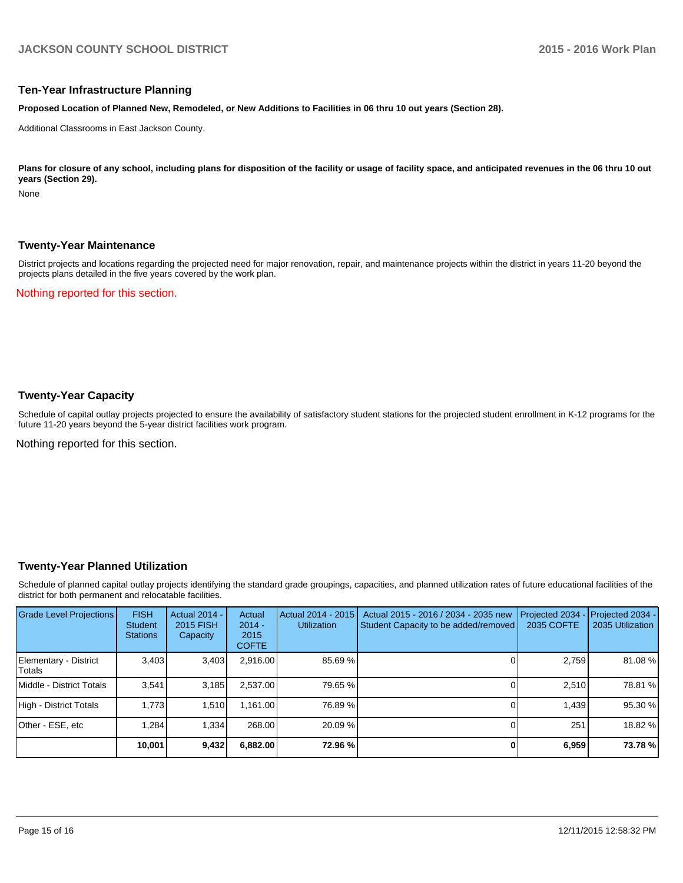## Ten-Year Infrastructure Planning

**Proposed Location of Planned New, Remodeled, or New Additions to Facilities in 06 thru 10 out years (Section 28).**

Additional Classrooms in East Jackson County.

**Plans for closure of any school, including plans for disposition of the facility or usage of facility space, and anticipated revenues in the 06 thru 10 out years (Section 29).**

None

## Twenty-Year Maintenance

District projects and locations regarding the projected need for major renovation, repair, and maintenance projects within the district in years 11-20 beyond the projects plans detailed in the five years covered by the work plan.

Nothing reported for this section.

## Twenty-Year Capacity

Schedule of capital outlay projects projected to ensure the availability of satisfactory student stations for the projected student enrollment in K-12 programs for the future 11-20 years beyond the 5-year district facilities work program.

Nothing reported for this section.

## Twenty-Year Planned Utilization

Schedule of planned capital outlay projects identifying the standard grade groupings, capacities, and planned utilization rates of future educational facilities of the district for both permanent and relocatable facilities.

| Grade Level Projections | FISH Student Stations | Actual 2014 - 2015 FISH Capacity | Actual 2014 - 2015 COFTE | Actual 2014 - 2015 Utilization | Actual 2015 - 2016 / 2034 - 2035 new Student Capacity to be added/removed | Projected 2034 - 2035 COFTE | Projected 2034 - 2035 Utilization |
|---|---|---|---|---|---|---|---|
| Elementary - District Totals | 3,403 | 3,403 | 2,916.00 | 85.69 % | 0 | 2,759 | 81.08 % |
| Middle - District Totals | 3,541 | 3,185 | 2,537.00 | 79.65 % | 0 | 2,510 | 78.81 % |
| High - District Totals | 1,773 | 1,510 | 1,161.00 | 76.89 % | 0 | 1,439 | 95.30 % |
| Other - ESE, etc | 1,284 | 1,334 | 268.00 | 20.09 % | 0 | 251 | 18.82 % |
| | **10,001** | **9,432** | **6,882.00** | **72.96 %** | **0** | **6,959** | **73.78 %** |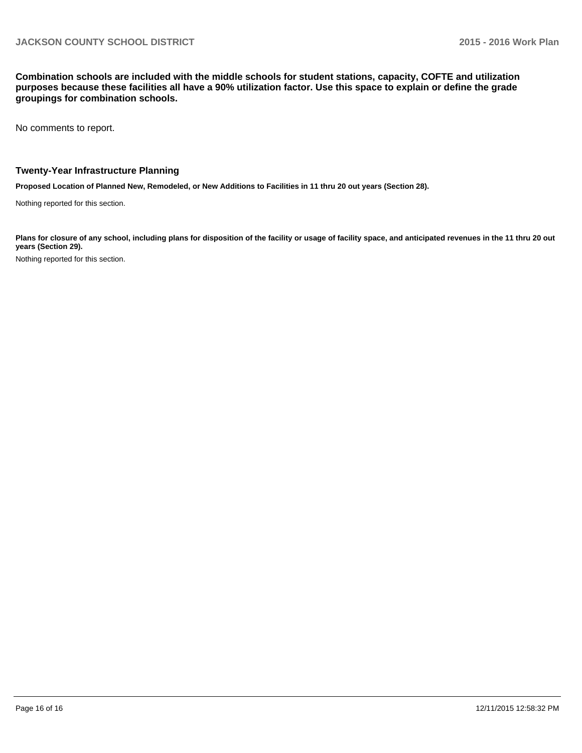**Combination schools are included with the middle schools for student stations, capacity, COFTE and utilization purposes because these facilities all have a 90% utilization factor. Use this space to explain or define the grade groupings for combination schools.**

No comments to report.

## Twenty-Year Infrastructure Planning

**Proposed Location of Planned New, Remodeled, or New Additions to Facilities in 11 thru 20 out years (Section 28).**

Nothing reported for this section.

**Plans for closure of any school, including plans for disposition of the facility or usage of facility space, and anticipated revenues in the 11 thru 20 out years (Section 29).**

Nothing reported for this section.